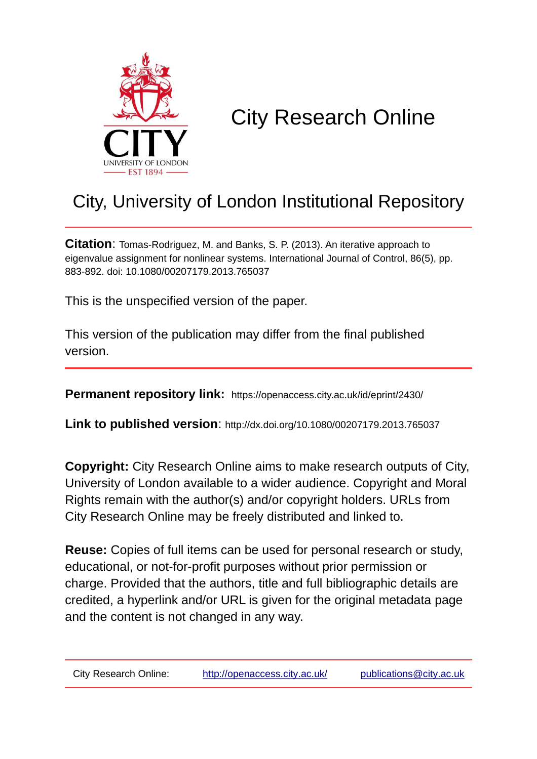# City Research Online

## City, University of London Institutional Repository

**Citation**: Tomas-Rodriguez, M. and Banks, S. P. (2013). An iterative approach to eigenvalue assignment for nonlinear systems. International Journal of Control, 86(5), pp. 883-892. doi: 10.1080/00207179.2013.765037

This is the unspecified version of the paper.

This version of the publication may differ from the final published version.

**Permanent repository link:** https://openaccess.city.ac.uk/id/eprint/2430/

**Link to published version**: http://dx.doi.org/10.1080/00207179.2013.765037

**Copyright:** City Research Online aims to make research outputs of City, University of London available to a wider audience. Copyright and Moral Rights remain with the author(s) and/or copyright holders. URLs from City Research Online may be freely distributed and linked to.

**Reuse:** Copies of full items can be used for personal research or study, educational, or not-for-profit purposes without prior permission or charge. Provided that the authors, title and full bibliographic details are credited, a hyperlink and/or URL is given for the original metadata page and the content is not changed in any way.

City Research Online: http://openaccess.city.ac.uk/ publications@city.ac.uk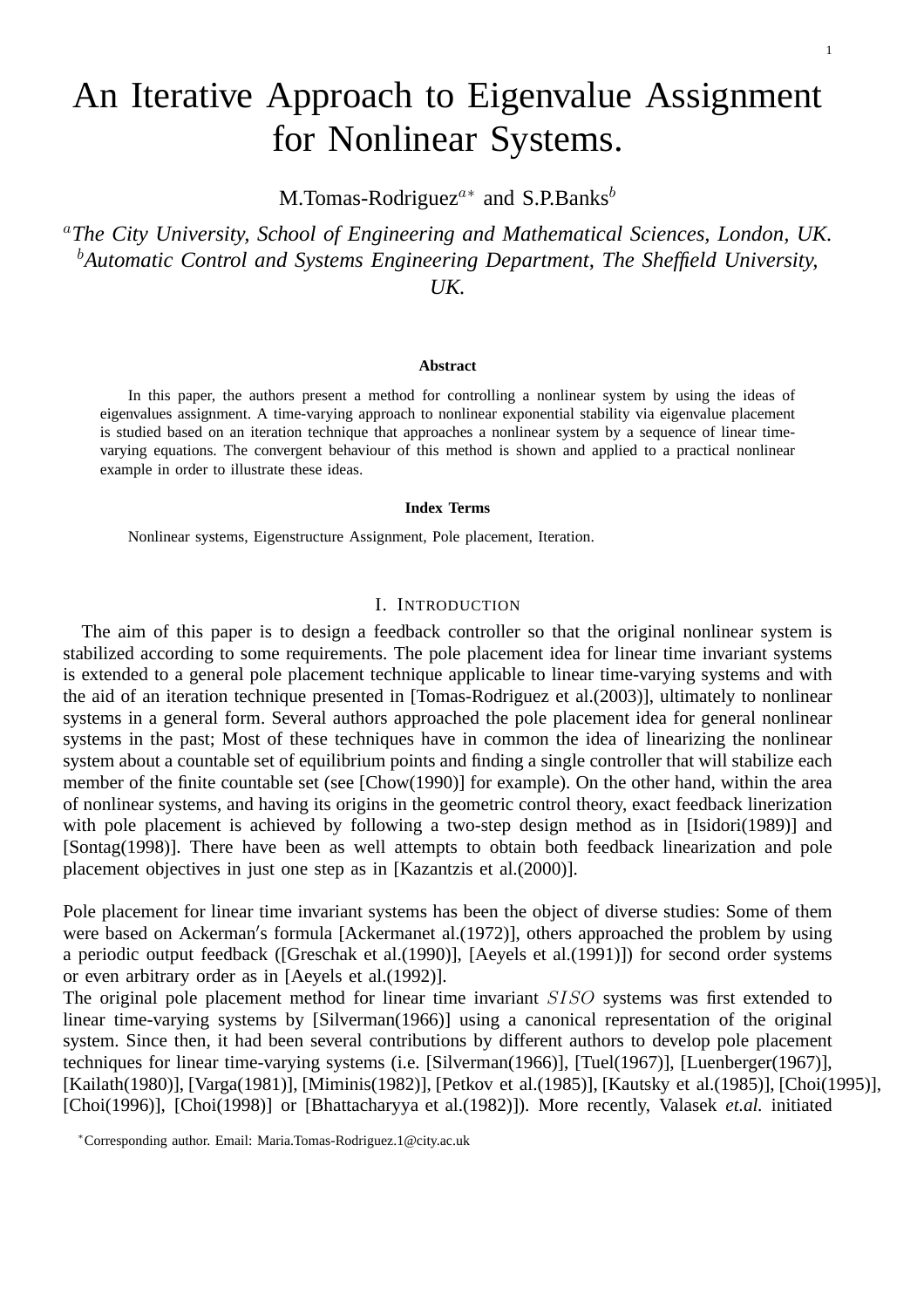# An Iterative Approach to Eigenvalue Assignment for Nonlinear Systems.

M.Tomas-Rodriguez[a*] and S.P.Banks[b]

[a]*The City University, School of Engineering and Mathematical Sciences, London, UK.*
[b]*Automatic Control and Systems Engineering Department, The Sheffield University, UK.*

### Abstract

In this paper, the authors present a method for controlling a nonlinear system by using the ideas of eigenvalues assignment. A time-varying approach to nonlinear exponential stability via eigenvalue placement is studied based on an iteration technique that approaches a nonlinear system by a sequence of linear time-varying equations. The convergent behaviour of this method is shown and applied to a practical nonlinear example in order to illustrate these ideas.

### Index Terms

Nonlinear systems, Eigenstructure Assignment, Pole placement, Iteration.

## I. Introduction

The aim of this paper is to design a feedback controller so that the original nonlinear system is stabilized according to some requirements. The pole placement idea for linear time invariant systems is extended to a general pole placement technique applicable to linear time-varying systems and with the aid of an iteration technique presented in [Tomas-Rodriguez et al.(2003)], ultimately to nonlinear systems in a general form. Several authors approached the pole placement idea for general nonlinear systems in the past; Most of these techniques have in common the idea of linearizing the nonlinear system about a countable set of equilibrium points and finding a single controller that will stabilize each member of the finite countable set (see [Chow(1990)] for example). On the other hand, within the area of nonlinear systems, and having its origins in the geometric control theory, exact feedback linerization with pole placement is achieved by following a two-step design method as in [Isidori(1989)] and [Sontag(1998)]. There have been as well attempts to obtain both feedback linearization and pole placement objectives in just one step as in [Kazantzis et al.(2000)].

Pole placement for linear time invariant systems has been the object of diverse studies: Some of them were based on Ackerman′s formula [Ackermanet al.(1972)], others approached the problem by using a periodic output feedback ([Greschak et al.(1990)], [Aeyels et al.(1991)]) for second order systems or even arbitrary order as in [Aeyels et al.(1992)].
The original pole placement method for linear time invariant $SISO$ systems was first extended to linear time-varying systems by [Silverman(1966)] using a canonical representation of the original system. Since then, it had been several contributions by different authors to develop pole placement techniques for linear time-varying systems (i.e. [Silverman(1966)], [Tuel(1967)], [Luenberger(1967)], [Kailath(1980)], [Varga(1981)], [Miminis(1982)], [Petkov et al.(1985)], [Kautsky et al.(1985)], [Choi(1995)], [Choi(1996)], [Choi(1998)] or [Bhattacharyya et al.(1982)]). More recently, Valasek *et.al.* initiated

*Corresponding author. Email: Maria.Tomas-Rodriguez.1@city.ac.uk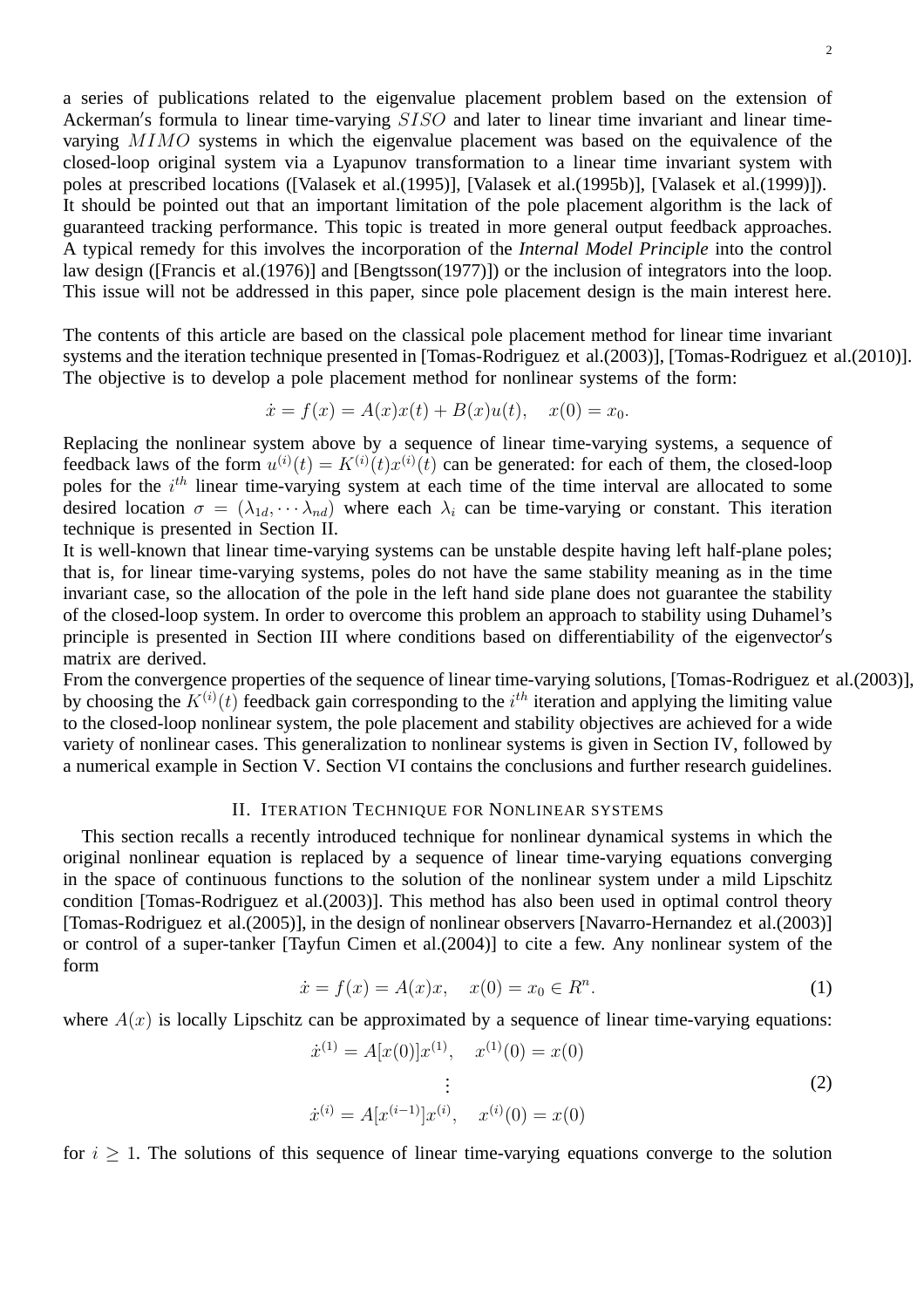a series of publications related to the eigenvalue placement problem based on the extension of Ackerman′s formula to linear time-varying $SISO$ and later to linear time invariant and linear time-varying $MIMO$ systems in which the eigenvalue placement was based on the equivalence of the closed-loop original system via a Lyapunov transformation to a linear time invariant system with poles at prescribed locations ([Valasek et al.(1995)], [Valasek et al.(1995b)], [Valasek et al.(1999)]). It should be pointed out that an important limitation of the pole placement algorithm is the lack of guaranteed tracking performance. This topic is treated in more general output feedback approaches. A typical remedy for this involves the incorporation of the *Internal Model Principle* into the control law design ([Francis et al.(1976)] and [Bengtsson(1977)]) or the inclusion of integrators into the loop. This issue will not be addressed in this paper, since pole placement design is the main interest here.

The contents of this article are based on the classical pole placement method for linear time invariant systems and the iteration technique presented in [Tomas-Rodriguez et al.(2003)], [Tomas-Rodriguez et al.(2010)]. The objective is to develop a pole placement method for nonlinear systems of the form:

$$\dot{x} = f(x) = A(x)x(t) + B(x)u(t), \quad x(0) = x_0.$$

Replacing the nonlinear system above by a sequence of linear time-varying systems, a sequence of feedback laws of the form $u^{(i)}(t) = K^{(i)}(t)x^{(i)}(t)$ can be generated: for each of them, the closed-loop poles for the $i^{th}$ linear time-varying system at each time of the time interval are allocated to some desired location $\sigma = (\lambda_{1d}, \cdots \lambda_{nd})$ where each $\lambda_i$ can be time-varying or constant. This iteration technique is presented in Section II.

It is well-known that linear time-varying systems can be unstable despite having left half-plane poles; that is, for linear time-varying systems, poles do not have the same stability meaning as in the time invariant case, so the allocation of the pole in the left hand side plane does not guarantee the stability of the closed-loop system. In order to overcome this problem an approach to stability using Duhamel's principle is presented in Section III where conditions based on differentiability of the eigenvector′s matrix are derived.

From the convergence properties of the sequence of linear time-varying solutions, [Tomas-Rodriguez et al.(2003)], by choosing the $K^{(i)}(t)$ feedback gain corresponding to the $i^{th}$ iteration and applying the limiting value to the closed-loop nonlinear system, the pole placement and stability objectives are achieved for a wide variety of nonlinear cases. This generalization to nonlinear systems is given in Section IV, followed by a numerical example in Section V. Section VI contains the conclusions and further research guidelines.

## II. Iteration Technique for Nonlinear systems

This section recalls a recently introduced technique for nonlinear dynamical systems in which the original nonlinear equation is replaced by a sequence of linear time-varying equations converging in the space of continuous functions to the solution of the nonlinear system under a mild Lipschitz condition [Tomas-Rodriguez et al.(2003)]. This method has also been used in optimal control theory [Tomas-Rodriguez et al.(2005)], in the design of nonlinear observers [Navarro-Hernandez et al.(2003)] or control of a super-tanker [Tayfun Cimen et al.(2004)] to cite a few. Any nonlinear system of the form

$$\dot{x} = f(x) = A(x)x, \quad x(0) = x_0 \in R^n. \tag{1}$$

where $A(x)$ is locally Lipschitz can be approximated by a sequence of linear time-varying equations:

$$\begin{aligned} \dot{x}^{(1)} &= A[x(0)]x^{(1)}, \quad x^{(1)}(0) = x(0) \\ &\vdots \\ \dot{x}^{(i)} &= A[x^{(i-1)}]x^{(i)}, \quad x^{(i)}(0) = x(0) \end{aligned} \tag{2}$$

for $i \geq 1$. The solutions of this sequence of linear time-varying equations converge to the solution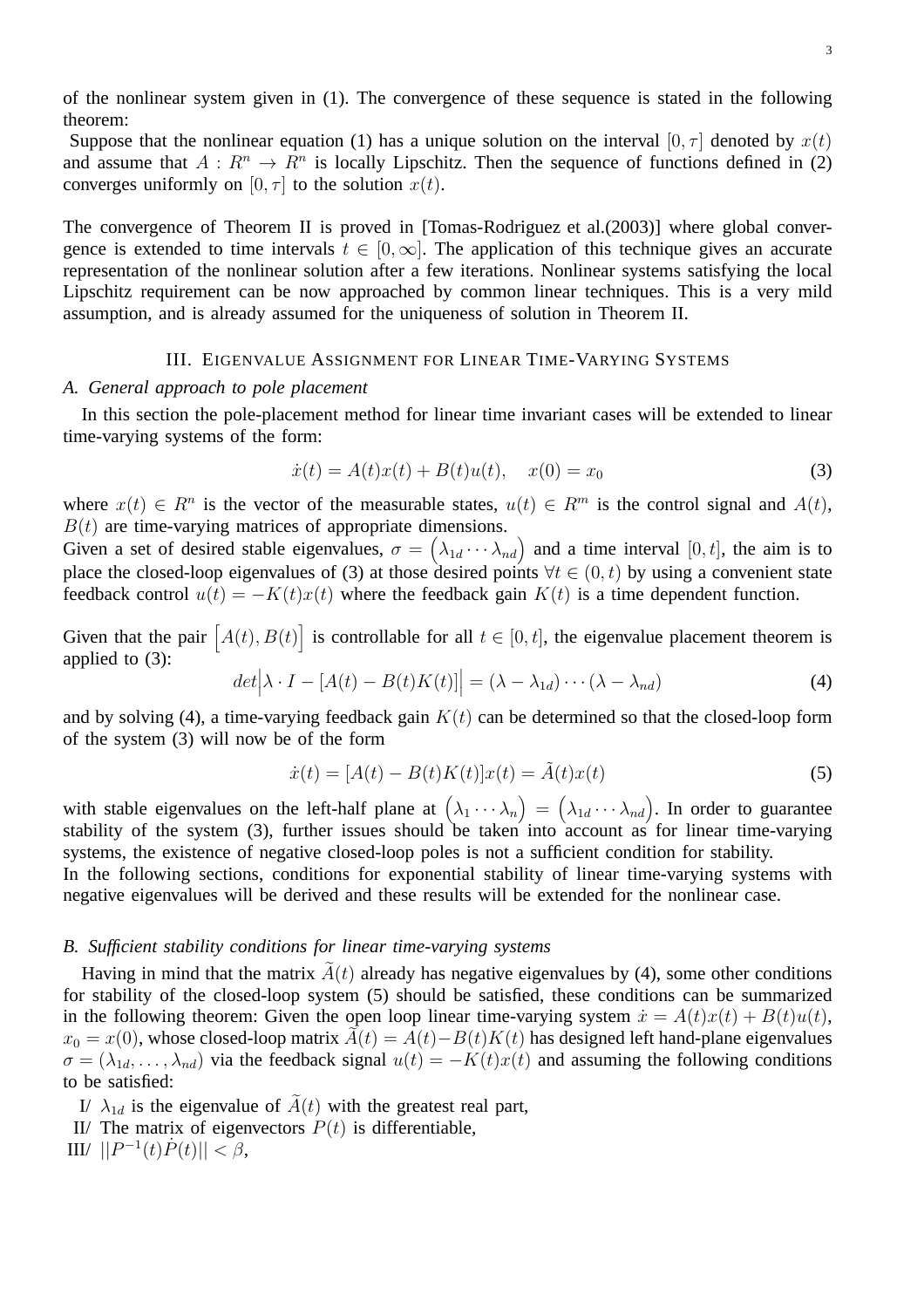of the nonlinear system given in (1). The convergence of these sequence is stated in the following theorem:

Suppose that the nonlinear equation (1) has a unique solution on the interval $[0, \tau]$ denoted by $x(t)$ and assume that $A : R^n \to R^n$ is locally Lipschitz. Then the sequence of functions defined in (2) converges uniformly on $[0, \tau]$ to the solution $x(t)$.

The convergence of Theorem II is proved in [Tomas-Rodriguez et al.(2003)] where global convergence is extended to time intervals $t \in [0, \infty]$. The application of this technique gives an accurate representation of the nonlinear solution after a few iterations. Nonlinear systems satisfying the local Lipschitz requirement can be now approached by common linear techniques. This is a very mild assumption, and is already assumed for the uniqueness of solution in Theorem II.

## III. Eigenvalue Assignment for Linear Time-Varying Systems

### *A. General approach to pole placement*

In this section the pole-placement method for linear time invariant cases will be extended to linear time-varying systems of the form:

$$\dot{x}(t) = A(t)x(t) + B(t)u(t), \quad x(0) = x_0 \tag{3}$$

where $x(t) \in R^n$ is the vector of the measurable states, $u(t) \in R^m$ is the control signal and $A(t)$, $B(t)$ are time-varying matrices of appropriate dimensions.

Given a set of desired stable eigenvalues, $\sigma = \left(\lambda_{1d} \cdots \lambda_{nd}\right)$ and a time interval $[0, t]$, the aim is to place the closed-loop eigenvalues of (3) at those desired points $\forall t \in (0, t)$ by using a convenient state feedback control $u(t) = -K(t)x(t)$ where the feedback gain $K(t)$ is a time dependent function.

Given that the pair $\left[A(t), B(t)\right]$ is controllable for all $t \in [0, t]$, the eigenvalue placement theorem is applied to (3):

$$det\Big|\lambda \cdot I - [A(t) - B(t)K(t)]\Big| = (\lambda - \lambda_{1d}) \cdots (\lambda - \lambda_{nd}) \tag{4}$$

and by solving (4), a time-varying feedback gain $K(t)$ can be determined so that the closed-loop form of the system (3) will now be of the form

$$\dot{x}(t) = [A(t) - B(t)K(t)]x(t) = \tilde{A}(t)x(t) \tag{5}$$

with stable eigenvalues on the left-half plane at $\left(\lambda_1 \cdots \lambda_n\right) = \left(\lambda_{1d} \cdots \lambda_{nd}\right)$. In order to guarantee stability of the system (3), further issues should be taken into account as for linear time-varying systems, the existence of negative closed-loop poles is not a sufficient condition for stability.

In the following sections, conditions for exponential stability of linear time-varying systems with negative eigenvalues will be derived and these results will be extended for the nonlinear case.

### *B. Sufficient stability conditions for linear time-varying systems*

Having in mind that the matrix $\widetilde{A}(t)$ already has negative eigenvalues by (4), some other conditions for stability of the closed-loop system (5) should be satisfied, these conditions can be summarized in the following theorem: Given the open loop linear time-varying system $\dot{x} = A(t)x(t) + B(t)u(t)$, $x_0 = x(0)$, whose closed-loop matrix $\widetilde{A}(t) = A(t) - B(t)K(t)$ has designed left hand-plane eigenvalues $\sigma = (\lambda_{1d}, \ldots, \lambda_{nd})$ via the feedback signal $u(t) = -K(t)x(t)$ and assuming the following conditions to be satisfied:

I/ $\lambda_{1d}$ is the eigenvalue of $\widetilde{A}(t)$ with the greatest real part,
II/ The matrix of eigenvectors $P(t)$ is differentiable,
III/ $||P^{-1}(t)\dot{P}(t)|| < \beta$,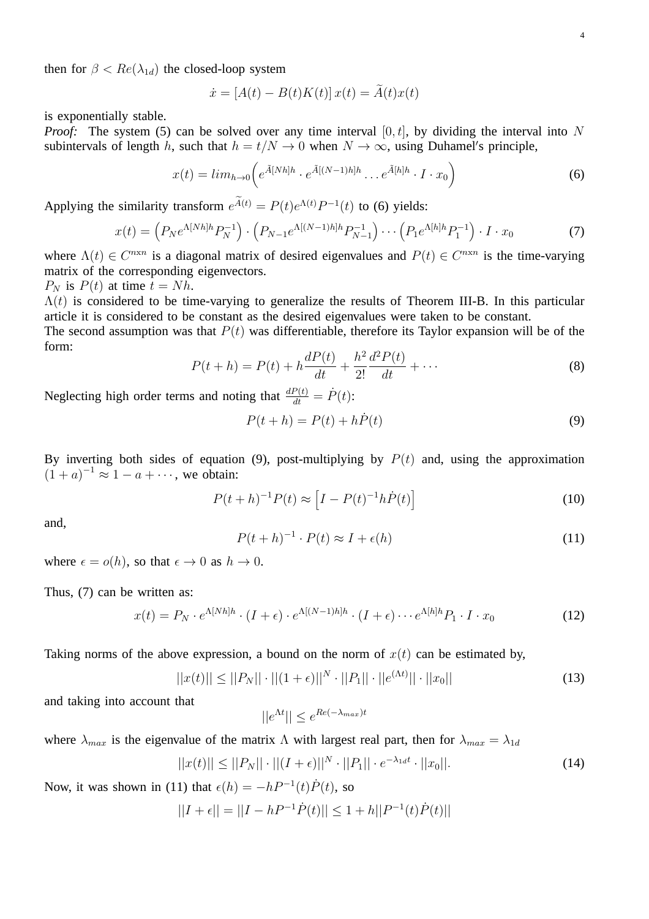then for $\beta < Re(\lambda_{1d})$ the closed-loop system

$$\dot{x} = [A(t) - B(t)K(t)]\, x(t) = \widetilde{A}(t)x(t)$$

is exponentially stable.

*Proof:* The system (5) can be solved over any time interval $[0, t]$, by dividing the interval into $N$ subintervals of length $h$, such that $h = t/N \to 0$ when $N \to \infty$, using Duhamel′s principle,

$$x(t) = lim_{h\to 0}\Big( e^{\tilde{A}[Nh]h} \cdot e^{\tilde{A}[(N-1)h]h} \dots e^{\tilde{A}[h]h} \cdot I \cdot x_0 \Big) \tag{6}$$

Applying the similarity transform $e^{\widetilde{A}(t)} = P(t)e^{\Lambda(t)}P^{-1}(t)$ to (6) yields:

$$x(t) = \Big(P_N e^{\Lambda[Nh]h} P_N^{-1}\Big) \cdot \Big(P_{N-1} e^{\Lambda[(N-1)h]h} P_{N-1}^{-1}\Big) \cdots \Big(P_1 e^{\Lambda[h]h} P_1^{-1}\Big) \cdot I \cdot x_0 \tag{7}$$

where $\Lambda(t) \in C^{n\text{x}n}$ is a diagonal matrix of desired eigenvalues and $P(t) \in C^{n\text{x}n}$ is the time-varying matrix of the corresponding eigenvectors.

$P_N$ is $P(t)$ at time $t = Nh$.

$\Lambda(t)$ is considered to be time-varying to generalize the results of Theorem III-B. In this particular article it is considered to be constant as the desired eigenvalues were taken to be constant.

The second assumption was that $P(t)$ was differentiable, therefore its Taylor expansion will be of the form:

$$P(t+h) = P(t) + h\frac{dP(t)}{dt} + \frac{h^2}{2!}\frac{d^2P(t)}{dt} + \cdots \tag{8}$$

Neglecting high order terms and noting that $\frac{dP(t)}{dt} = \dot{P}(t)$:

$$P(t+h) = P(t) + h\dot{P}(t) \tag{9}$$

By inverting both sides of equation (9), post-multiplying by $P(t)$ and, using the approximation $(1+a)^{-1} \approx 1 - a + \cdots$, we obtain:

$$P(t+h)^{-1}P(t) \approx \Big[I - P(t)^{-1}h\dot{P}(t)\Big] \tag{10}$$

and,

$$P(t+h)^{-1} \cdot P(t) \approx I + \epsilon(h) \tag{11}$$

where $\epsilon = o(h)$, so that $\epsilon \to 0$ as $h \to 0$.

Thus, (7) can be written as:

$$x(t) = P_N \cdot e^{\Lambda[Nh]h} \cdot (I+\epsilon) \cdot e^{\Lambda[(N-1)h]h} \cdot (I+\epsilon) \cdots e^{\Lambda[h]h} P_1 \cdot I \cdot x_0 \tag{12}$$

Taking norms of the above expression, a bound on the norm of $x(t)$ can be estimated by,

$$||x(t)|| \leq ||P_N|| \cdot ||(1+\epsilon)||^N \cdot ||P_1|| \cdot ||e^{(\Lambda t)}|| \cdot ||x_0|| \tag{13}$$

and taking into account that

$$||e^{\Lambda t}|| \leq e^{Re(-\lambda_{max})t}$$

where $\lambda_{max}$ is the eigenvalue of the matrix $\Lambda$ with largest real part, then for $\lambda_{max} = \lambda_{1d}$

$$||x(t)|| \leq ||P_N|| \cdot ||(I+\epsilon)||^N \cdot ||P_1|| \cdot e^{-\lambda_{1d}t} \cdot ||x_0||. \tag{14}$$

Now, it was shown in (11) that $\epsilon(h) = -hP^{-1}(t)\dot{P}(t)$, so

$$||I+\epsilon|| = ||I - hP^{-1}\dot{P}(t)|| \leq 1 + h||P^{-1}(t)\dot{P}(t)||$$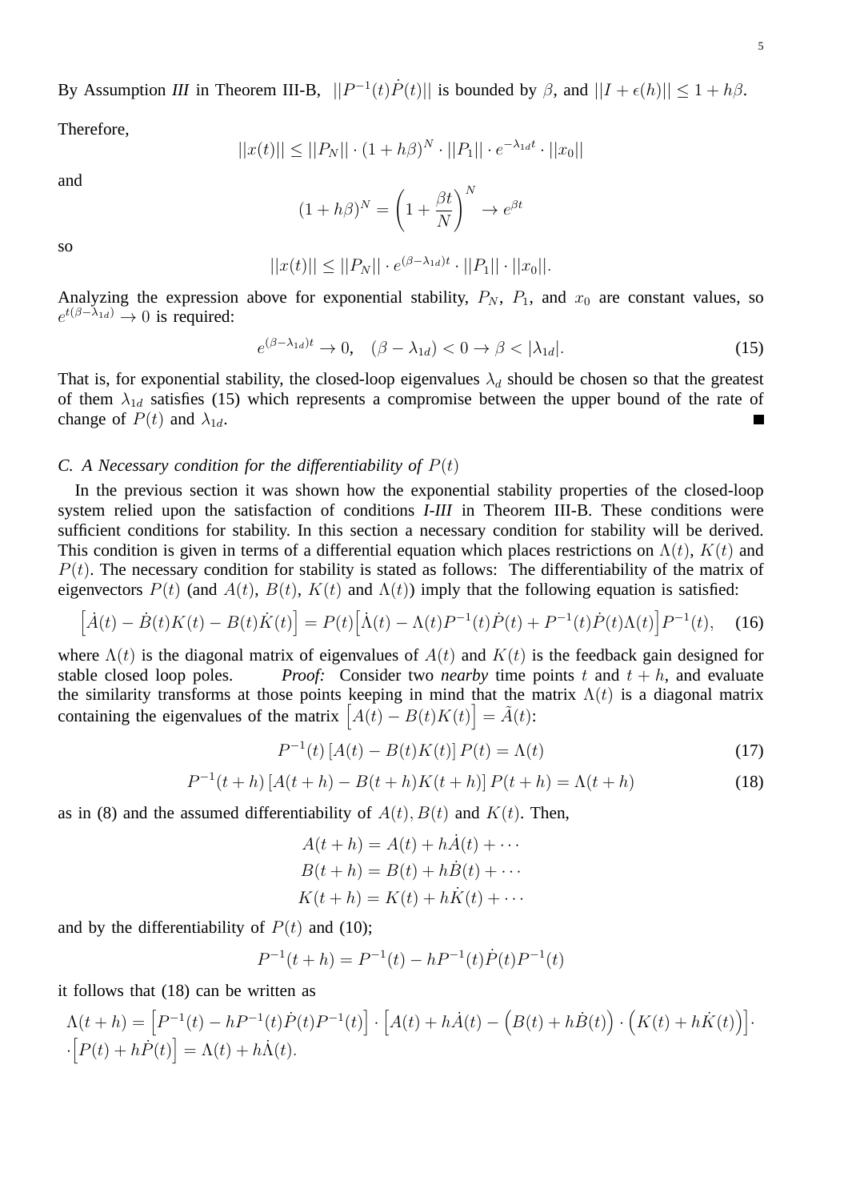By Assumption *III* in Theorem III-B, $||P^{-1}(t)\dot{P}(t)||$ is bounded by $\beta$, and $||I + \epsilon(h)|| \leq 1 + h\beta$.

Therefore,

$$||x(t)|| \leq ||P_N|| \cdot (1 + h\beta)^N \cdot ||P_1|| \cdot e^{-\lambda_{1d}t} \cdot ||x_0||$$

and

$$(1 + h\beta)^N = \left(1 + \frac{\beta t}{N}\right)^N \rightarrow e^{\beta t}$$

so

$$||x(t)|| \leq ||P_N|| \cdot e^{(\beta - \lambda_{1d})t} \cdot ||P_1|| \cdot ||x_0||.$$

Analyzing the expression above for exponential stability, $P_N$, $P_1$, and $x_0$ are constant values, so $e^{t(\beta - \lambda_{1d})} \rightarrow 0$ is required:

$$e^{(\beta - \lambda_{1d})t} \rightarrow 0, \quad (\beta - \lambda_{1d}) < 0 \rightarrow \beta < |\lambda_{1d}|. \tag{15}$$

That is, for exponential stability, the closed-loop eigenvalues $\lambda_d$ should be chosen so that the greatest of them $\lambda_{1d}$ satisfies (15) which represents a compromise between the upper bound of the rate of change of $P(t)$ and $\lambda_{1d}$. ■

### C. A Necessary condition for the differentiability of $P(t)$

In the previous section it was shown how the exponential stability properties of the closed-loop system relied upon the satisfaction of conditions *I-III* in Theorem III-B. These conditions were sufficient conditions for stability. In this section a necessary condition for stability will be derived. This condition is given in terms of a differential equation which places restrictions on $\Lambda(t)$, $K(t)$ and $P(t)$. The necessary condition for stability is stated as follows: The differentiability of the matrix of eigenvectors $P(t)$ (and $A(t)$, $B(t)$, $K(t)$ and $\Lambda(t)$) imply that the following equation is satisfied:

$$\left[\dot{A}(t) - \dot{B}(t)K(t) - B(t)\dot{K}(t)\right] = P(t)\left[\dot{\Lambda}(t) - \Lambda(t)P^{-1}(t)\dot{P}(t) + P^{-1}(t)\dot{P}(t)\Lambda(t)\right]P^{-1}(t), \tag{16}$$

where $\Lambda(t)$ is the diagonal matrix of eigenvalues of $A(t)$ and $K(t)$ is the feedback gain designed for stable closed loop poles. *Proof:* Consider two *nearby* time points $t$ and $t + h$, and evaluate the similarity transforms at those points keeping in mind that the matrix $\Lambda(t)$ is a diagonal matrix containing the eigenvalues of the matrix $\left[A(t) - B(t)K(t)\right] = \tilde{A}(t)$:

$$P^{-1}(t)\left[A(t) - B(t)K(t)\right]P(t) = \Lambda(t) \tag{17}$$

$$P^{-1}(t + h)\left[A(t + h) - B(t + h)K(t + h)\right]P(t + h) = \Lambda(t + h) \tag{18}$$

as in (8) and the assumed differentiability of $A(t), B(t)$ and $K(t)$. Then,

$$A(t + h) = A(t) + h\dot{A}(t) + \cdots$$
$$B(t + h) = B(t) + h\dot{B}(t) + \cdots$$
$$K(t + h) = K(t) + h\dot{K}(t) + \cdots$$

and by the differentiability of $P(t)$ and (10);

$$P^{-1}(t + h) = P^{-1}(t) - hP^{-1}(t)\dot{P}(t)P^{-1}(t)$$

it follows that (18) can be written as

$$\Lambda(t + h) = \left[P^{-1}(t) - hP^{-1}(t)\dot{P}(t)P^{-1}(t)\right] \cdot \left[A(t) + h\dot{A}(t) - \left(B(t) + h\dot{B}(t)\right) \cdot \left(K(t) + h\dot{K}(t)\right)\right] \cdot$$
$$\cdot \left[P(t) + h\dot{P}(t)\right] = \Lambda(t) + h\dot{\Lambda}(t).$$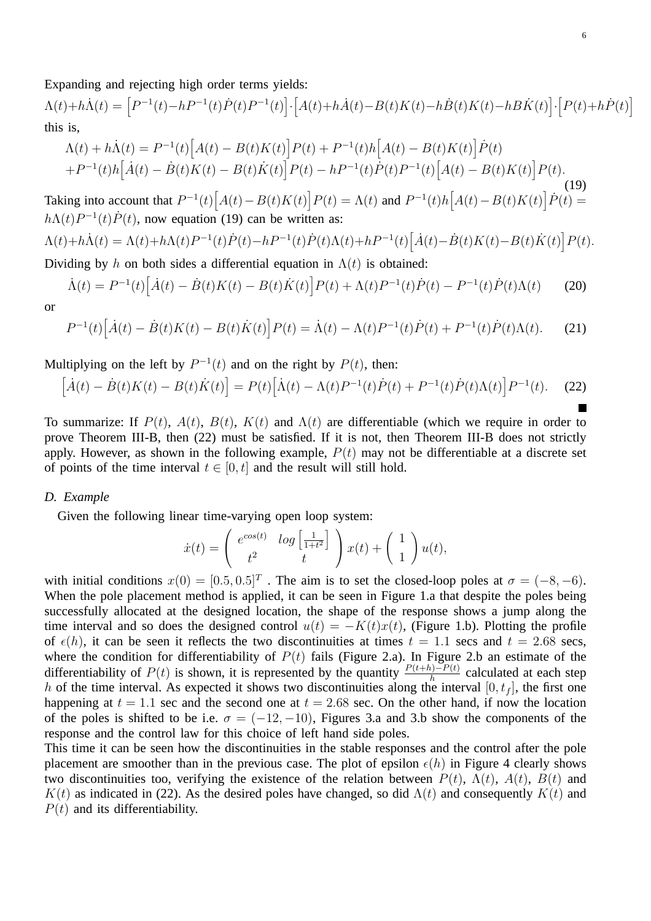Expanding and rejecting high order terms yields:

$$\Lambda(t)+h\dot{\Lambda}(t) = \Big[P^{-1}(t)-hP^{-1}(t)\dot{P}(t)P^{-1}(t)\Big]\cdot\Big[A(t)+h\dot{A}(t)-B(t)K(t)-h\dot{B}(t)K(t)-hB\dot{K}(t)\Big]\cdot\Big[P(t)+h\dot{P}(t)\Big]$$

this is,

$$\begin{aligned}\Lambda(t) + h\dot{\Lambda}(t) &= P^{-1}(t)\Big[A(t) - B(t)K(t)\Big]P(t) + P^{-1}(t)h\Big[A(t) - B(t)K(t)\Big]\dot{P}(t)\\ &+P^{-1}(t)h\Big[\dot{A}(t) - \dot{B}(t)K(t) - B(t)\dot{K}(t)\Big]P(t) - hP^{-1}(t)\dot{P}(t)P^{-1}(t)\Big[A(t) - B(t)K(t)\Big]P(t).\end{aligned} \tag{19}$$

Taking into account that $P^{-1}(t)\Big[A(t) - B(t)K(t)\Big]P(t) = \Lambda(t)$ and $P^{-1}(t)h\Big[A(t) - B(t)K(t)\Big]\dot{P}(t) = h\Lambda(t)P^{-1}(t)\dot{P}(t)$, now equation (19) can be written as:

$$\Lambda(t)+h\dot{\Lambda}(t) = \Lambda(t)+h\Lambda(t)P^{-1}(t)\dot{P}(t)-hP^{-1}(t)\dot{P}(t)\Lambda(t)+hP^{-1}(t)\Big[\dot{A}(t)-\dot{B}(t)K(t)-B(t)\dot{K}(t)\Big]P(t).$$

Dividing by $h$ on both sides a differential equation in $\Lambda(t)$ is obtained:

$$\dot{\Lambda}(t) = P^{-1}(t)\Big[\dot{A}(t) - \dot{B}(t)K(t) - B(t)\dot{K}(t)\Big]P(t) + \Lambda(t)P^{-1}(t)\dot{P}(t) - P^{-1}(t)\dot{P}(t)\Lambda(t) \tag{20}$$

or

$$P^{-1}(t)\Big[\dot{A}(t) - \dot{B}(t)K(t) - B(t)\dot{K}(t)\Big]P(t) = \dot{\Lambda}(t) - \Lambda(t)P^{-1}(t)\dot{P}(t) + P^{-1}(t)\dot{P}(t)\Lambda(t). \tag{21}$$

Multiplying on the left by $P^{-1}(t)$ and on the right by $P(t)$, then:

$$\Big[\dot{A}(t) - \dot{B}(t)K(t) - B(t)\dot{K}(t)\Big] = P(t)\Big[\dot{\Lambda}(t) - \Lambda(t)P^{-1}(t)\dot{P}(t) + P^{-1}(t)\dot{P}(t)\Lambda(t)\Big]P^{-1}(t). \tag{22}$$

■

To summarize: If $P(t)$, $A(t)$, $B(t)$, $K(t)$ and $\Lambda(t)$ are differentiable (which we require in order to prove Theorem III-B, then (22) must be satisfied. If it is not, then Theorem III-B does not strictly apply. However, as shown in the following example, $P(t)$ may not be differentiable at a discrete set of points of the time interval $t \in [0, t]$ and the result will still hold.

### *D. Example*

Given the following linear time-varying open loop system:

$$\dot{x}(t) = \left(\begin{array}{cc} e^{cos(t)} & log\left[\frac{1}{1+t^2}\right] \\ t^2 & t \end{array}\right) x(t) + \left(\begin{array}{c} 1 \\ 1 \end{array}\right) u(t),$$

with initial conditions $x(0) = [0.5, 0.5]^T$ . The aim is to set the closed-loop poles at $\sigma = (-8, -6)$. When the pole placement method is applied, it can be seen in Figure 1.a that despite the poles being successfully allocated at the designed location, the shape of the response shows a jump along the time interval and so does the designed control $u(t) = -K(t)x(t)$, (Figure 1.b). Plotting the profile of $\epsilon(h)$, it can be seen it reflects the two discontinuities at times $t = 1.1$ secs and $t = 2.68$ secs, where the condition for differentiability of $P(t)$ fails (Figure 2.a). In Figure 2.b an estimate of the differentiability of $P(t)$ is shown, it is represented by the quantity $\frac{P(t+h)-P(t)}{h}$ calculated at each step $h$ of the time interval. As expected it shows two discontinuities along the interval $[0, t_f]$, the first one happening at $t = 1.1$ sec and the second one at $t = 2.68$ sec. On the other hand, if now the location of the poles is shifted to be i.e. $\sigma = (-12, -10)$, Figures 3.a and 3.b show the components of the response and the control law for this choice of left hand side poles.

This time it can be seen how the discontinuities in the stable responses and the control after the pole placement are smoother than in the previous case. The plot of epsilon $\epsilon(h)$ in Figure 4 clearly shows two discontinuities too, verifying the existence of the relation between $P(t)$, $\Lambda(t)$, $A(t)$, $B(t)$ and $K(t)$ as indicated in (22). As the desired poles have changed, so did $\Lambda(t)$ and consequently $K(t)$ and $P(t)$ and its differentiability.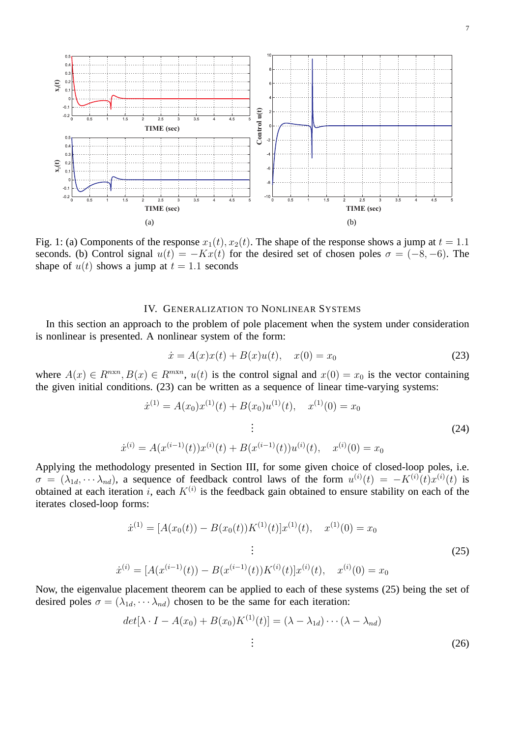Fig. 1: (a) Components of the response $x_1(t), x_2(t)$. The shape of the response shows a jump at $t = 1.1$ seconds. (b) Control signal $u(t) = -Kx(t)$ for the desired set of chosen poles $\sigma = (-8, -6)$. The shape of $u(t)$ shows a jump at $t = 1.1$ seconds

## IV. Generalization to Nonlinear Systems

In this section an approach to the problem of pole placement when the system under consideration is nonlinear is presented. A nonlinear system of the form:

$$\dot{x} = A(x)x(t) + B(x)u(t), \quad x(0) = x_0 \tag{23}$$

where $A(x) \in R^{n\text{x}n}, B(x) \in R^{m\text{x}n}$, $u(t)$ is the control signal and $x(0) = x_0$ is the vector containing the given initial conditions. (23) can be written as a sequence of linear time-varying systems:

$$\begin{aligned} \dot{x}^{(1)} &= A(x_0)x^{(1)}(t) + B(x_0)u^{(1)}(t), \quad x^{(1)}(0) = x_0 \\ &\vdots \\ \dot{x}^{(i)} &= A(x^{(i-1)}(t))x^{(i)}(t) + B(x^{(i-1)}(t))u^{(i)}(t), \quad x^{(i)}(0) = x_0 \end{aligned} \tag{24}$$

Applying the methodology presented in Section III, for some given choice of closed-loop poles, i.e. $\sigma = (\lambda_{1d}, \cdots \lambda_{nd})$, a sequence of feedback control laws of the form $u^{(i)}(t) = -K^{(i)}(t)x^{(i)}(t)$ is obtained at each iteration $i$, each $K^{(i)}$ is the feedback gain obtained to ensure stability on each of the iterates closed-loop forms:

$$\begin{aligned} \dot{x}^{(1)} &= [A(x_0(t)) - B(x_0(t))K^{(1)}(t)]x^{(1)}(t), \quad x^{(1)}(0) = x_0 \\ &\vdots \\ \dot{x}^{(i)} &= [A(x^{(i-1)}(t)) - B(x^{(i-1)}(t))K^{(i)}(t)]x^{(i)}(t), \quad x^{(i)}(0) = x_0 \end{aligned} \tag{25}$$

Now, the eigenvalue placement theorem can be applied to each of these systems (25) being the set of desired poles $\sigma = (\lambda_{1d}, \cdots \lambda_{nd})$ chosen to be the same for each iteration:

$$\begin{aligned} det[\lambda \cdot I - A(x_0) + B(x_0)K^{(1)}(t)] &= (\lambda - \lambda_{1d}) \cdots (\lambda - \lambda_{nd}) \\ &\vdots \end{aligned} \tag{26}$$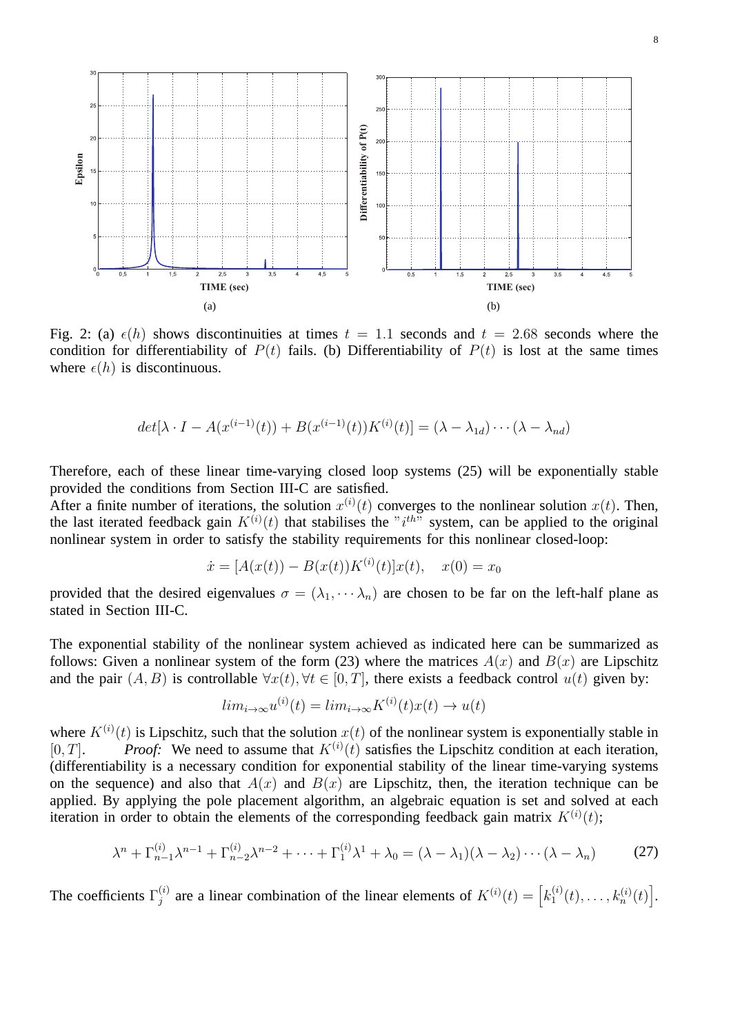Fig. 2: (a) $\epsilon(h)$ shows discontinuities at times $t = 1.1$ seconds and $t = 2.68$ seconds where the condition for differentiability of $P(t)$ fails. (b) Differentiability of $P(t)$ is lost at the same times where $\epsilon(h)$ is discontinuous.

$$det[\lambda \cdot I - A(x^{(i-1)}(t)) + B(x^{(i-1)}(t))K^{(i)}(t)] = (\lambda - \lambda_{1d}) \cdots (\lambda - \lambda_{nd})$$

Therefore, each of these linear time-varying closed loop systems (25) will be exponentially stable provided the conditions from Section III-C are satisfied.

After a finite number of iterations, the solution $x^{(i)}(t)$ converges to the nonlinear solution $x(t)$. Then, the last iterated feedback gain $K^{(i)}(t)$ that stabilises the "$i^{th}$" system, can be applied to the original nonlinear system in order to satisfy the stability requirements for this nonlinear closed-loop:

$$\dot{x} = [A(x(t)) - B(x(t))K^{(i)}(t)]x(t), \quad x(0) = x_0$$

provided that the desired eigenvalues $\sigma = (\lambda_1, \cdots \lambda_n)$ are chosen to be far on the left-half plane as stated in Section III-C.

The exponential stability of the nonlinear system achieved as indicated here can be summarized as follows: Given a nonlinear system of the form (23) where the matrices $A(x)$ and $B(x)$ are Lipschitz and the pair $(A, B)$ is controllable $\forall x(t), \forall t \in [0, T]$, there exists a feedback control $u(t)$ given by:

$$lim_{i \to \infty} u^{(i)}(t) = lim_{i \to \infty} K^{(i)}(t)x(t) \to u(t)$$

where $K^{(i)}(t)$ is Lipschitz, such that the solution $x(t)$ of the nonlinear system is exponentially stable in $[0, T]$. *Proof:* We need to assume that $K^{(i)}(t)$ satisfies the Lipschitz condition at each iteration, (differentiability is a necessary condition for exponential stability of the linear time-varying systems on the sequence) and also that $A(x)$ and $B(x)$ are Lipschitz, then, the iteration technique can be applied. By applying the pole placement algorithm, an algebraic equation is set and solved at each iteration in order to obtain the elements of the corresponding feedback gain matrix $K^{(i)}(t)$;

$$\lambda^n + \Gamma_{n-1}^{(i)} \lambda^{n-1} + \Gamma_{n-2}^{(i)} \lambda^{n-2} + \cdots + \Gamma_1^{(i)} \lambda^1 + \lambda_0 = (\lambda - \lambda_1)(\lambda - \lambda_2) \cdots (\lambda - \lambda_n) \tag{27}$$

The coefficients $\Gamma_j^{(i)}$ are a linear combination of the linear elements of $K^{(i)}(t) = \left[k_1^{(i)}(t), \ldots, k_n^{(i)}(t)\right]$.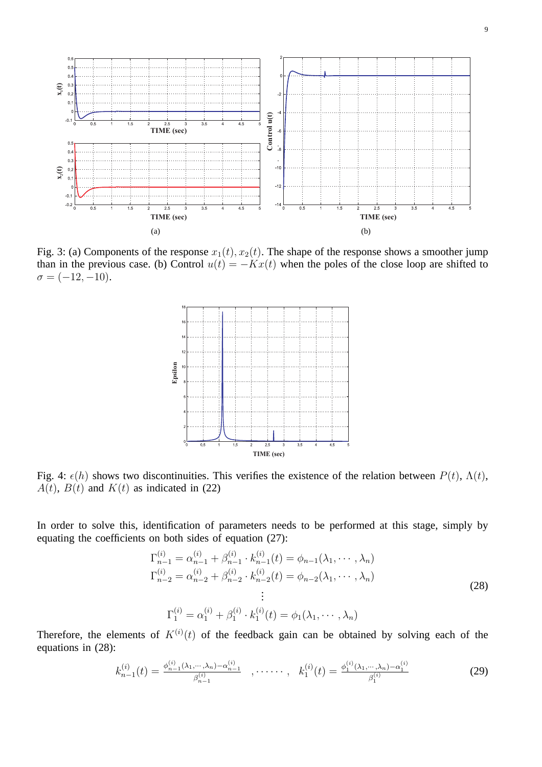Fig. 3: (a) Components of the response $x_1(t), x_2(t)$. The shape of the response shows a smoother jump than in the previous case. (b) Control $u(t) = -Kx(t)$ when the poles of the close loop are shifted to $\sigma = (-12, -10)$.

Fig. 4: $\epsilon(h)$ shows two discontinuities. This verifies the existence of the relation between $P(t)$, $\Lambda(t)$, $A(t)$, $B(t)$ and $K(t)$ as indicated in (22)

In order to solve this, identification of parameters needs to be performed at this stage, simply by equating the coefficients on both sides of equation (27):

$$
\begin{aligned}
\Gamma_{n-1}^{(i)} &= \alpha_{n-1}^{(i)} + \beta_{n-1}^{(i)} \cdot k_{n-1}^{(i)}(t) = \phi_{n-1}(\lambda_1, \cdots, \lambda_n) \\
\Gamma_{n-2}^{(i)} &= \alpha_{n-2}^{(i)} + \beta_{n-2}^{(i)} \cdot k_{n-2}^{(i)}(t) = \phi_{n-2}(\lambda_1, \cdots, \lambda_n) \\
&\vdots \\
\Gamma_{1}^{(i)} &= \alpha_{1}^{(i)} + \beta_{1}^{(i)} \cdot k_{1}^{(i)}(t) = \phi_{1}(\lambda_1, \cdots, \lambda_n)
\end{aligned}
\tag{28}
$$

Therefore, the elements of $K^{(i)}(t)$ of the feedback gain can be obtained by solving each of the equations in (28):

$$
k_{n-1}^{(i)}(t) = \frac{\phi_{n-1}^{(i)}(\lambda_1, \cdots, \lambda_n) - \alpha_{n-1}^{(i)}}{\beta_{n-1}^{(i)}} \quad , \cdots\cdots , \quad k_{1}^{(i)}(t) = \frac{\phi_{1}^{(i)}(\lambda_1, \cdots, \lambda_n) - \alpha_{1}^{(i)}}{\beta_{1}^{(i)}}
\tag{29}
$$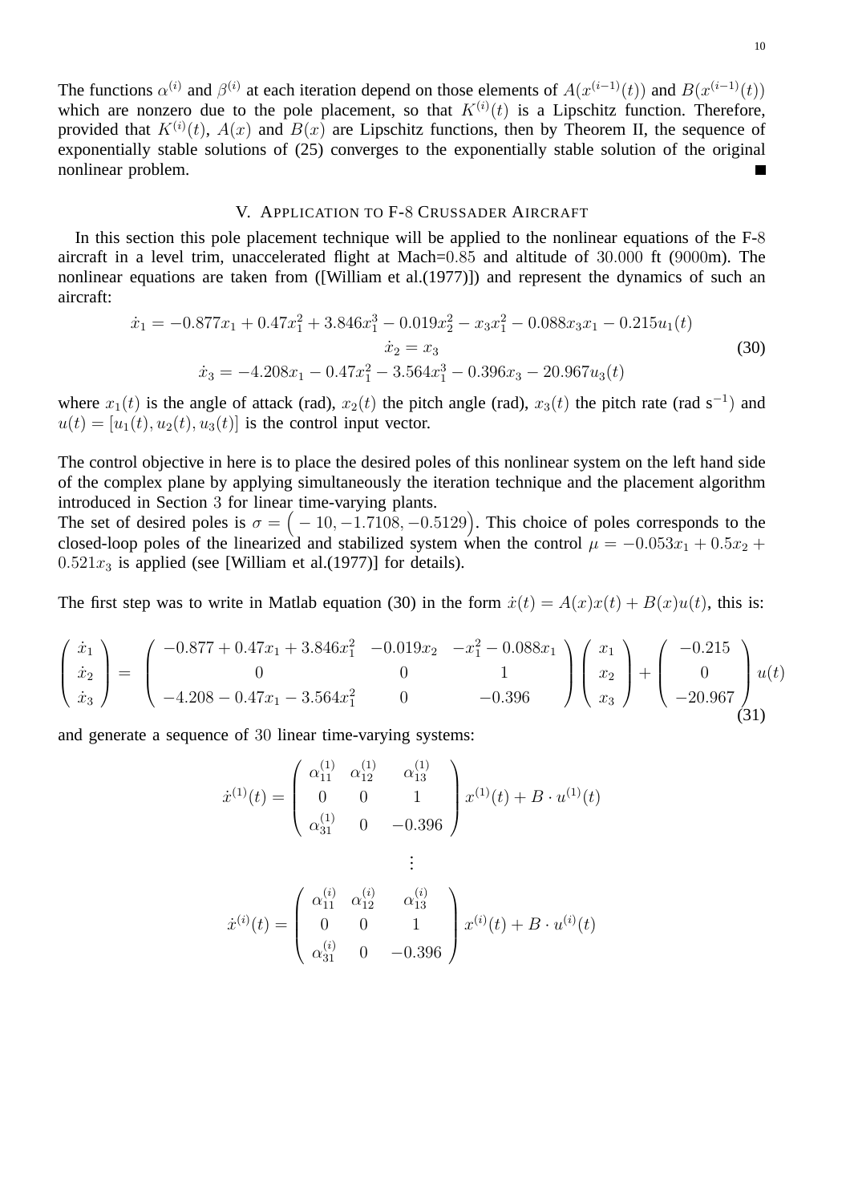The functions $\alpha^{(i)}$ and $\beta^{(i)}$ at each iteration depend on those elements of $A(x^{(i-1)}(t))$ and $B(x^{(i-1)}(t))$ which are nonzero due to the pole placement, so that $K^{(i)}(t)$ is a Lipschitz function. Therefore, provided that $K^{(i)}(t)$, $A(x)$ and $B(x)$ are Lipschitz functions, then by Theorem II, the sequence of exponentially stable solutions of (25) converges to the exponentially stable solution of the original nonlinear problem. ∎

## V. Application to F-8 Crussader Aircraft

In this section this pole placement technique will be applied to the nonlinear equations of the F-8 aircraft in a level trim, unaccelerated flight at Mach=0.85 and altitude of 30.000 ft (9000m). The nonlinear equations are taken from ([William et al.(1977)]) and represent the dynamics of such an aircraft:

$$
\begin{aligned}
\dot{x}_1 &= -0.877x_1 + 0.47x_1^2 + 3.846x_1^3 - 0.019x_2^2 - x_3x_1^2 - 0.088x_3x_1 - 0.215u_1(t) \\
\dot{x}_2 &= x_3 \\
\dot{x}_3 &= -4.208x_1 - 0.47x_1^2 - 3.564x_1^3 - 0.396x_3 - 20.967u_3(t)
\end{aligned}
\tag{30}
$$

where $x_1(t)$ is the angle of attack (rad), $x_2(t)$ the pitch angle (rad), $x_3(t)$ the pitch rate (rad s$^{-1}$) and $u(t) = [u_1(t), u_2(t), u_3(t)]$ is the control input vector.

The control objective in here is to place the desired poles of this nonlinear system on the left hand side of the complex plane by applying simultaneously the iteration technique and the placement algorithm introduced in Section 3 for linear time-varying plants.
The set of desired poles is $\sigma = \big(-10, -1.7108, -0.5129\big)$. This choice of poles corresponds to the closed-loop poles of the linearized and stabilized system when the control $\mu = -0.053x_1 + 0.5x_2 + 0.521x_3$ is applied (see [William et al.(1977)] for details).

The first step was to write in Matlab equation (30) in the form $\dot{x}(t) = A(x)x(t) + B(x)u(t)$, this is:

$$
\begin{pmatrix} \dot{x}_1 \\ \dot{x}_2 \\ \dot{x}_3 \end{pmatrix} = \begin{pmatrix} -0.877 + 0.47x_1 + 3.846x_1^2 & -0.019x_2 & -x_1^2 - 0.088x_1 \\ 0 & 0 & 1 \\ -4.208 - 0.47x_1 - 3.564x_1^2 & 0 & -0.396 \end{pmatrix} \begin{pmatrix} x_1 \\ x_2 \\ x_3 \end{pmatrix} + \begin{pmatrix} -0.215 \\ 0 \\ -20.967 \end{pmatrix} u(t)
\tag{31}
$$

and generate a sequence of 30 linear time-varying systems:

$$
\dot{x}^{(1)}(t) = \begin{pmatrix} \alpha_{11}^{(1)} & \alpha_{12}^{(1)} & \alpha_{13}^{(1)} \\ 0 & 0 & 1 \\ \alpha_{31}^{(1)} & 0 & -0.396 \end{pmatrix} x^{(1)}(t) + B \cdot u^{(1)}(t)
$$

$$
\vdots
$$

$$
\dot{x}^{(i)}(t) = \begin{pmatrix} \alpha_{11}^{(i)} & \alpha_{12}^{(i)} & \alpha_{13}^{(i)} \\ 0 & 0 & 1 \\ \alpha_{31}^{(i)} & 0 & -0.396 \end{pmatrix} x^{(i)}(t) + B \cdot u^{(i)}(t)
$$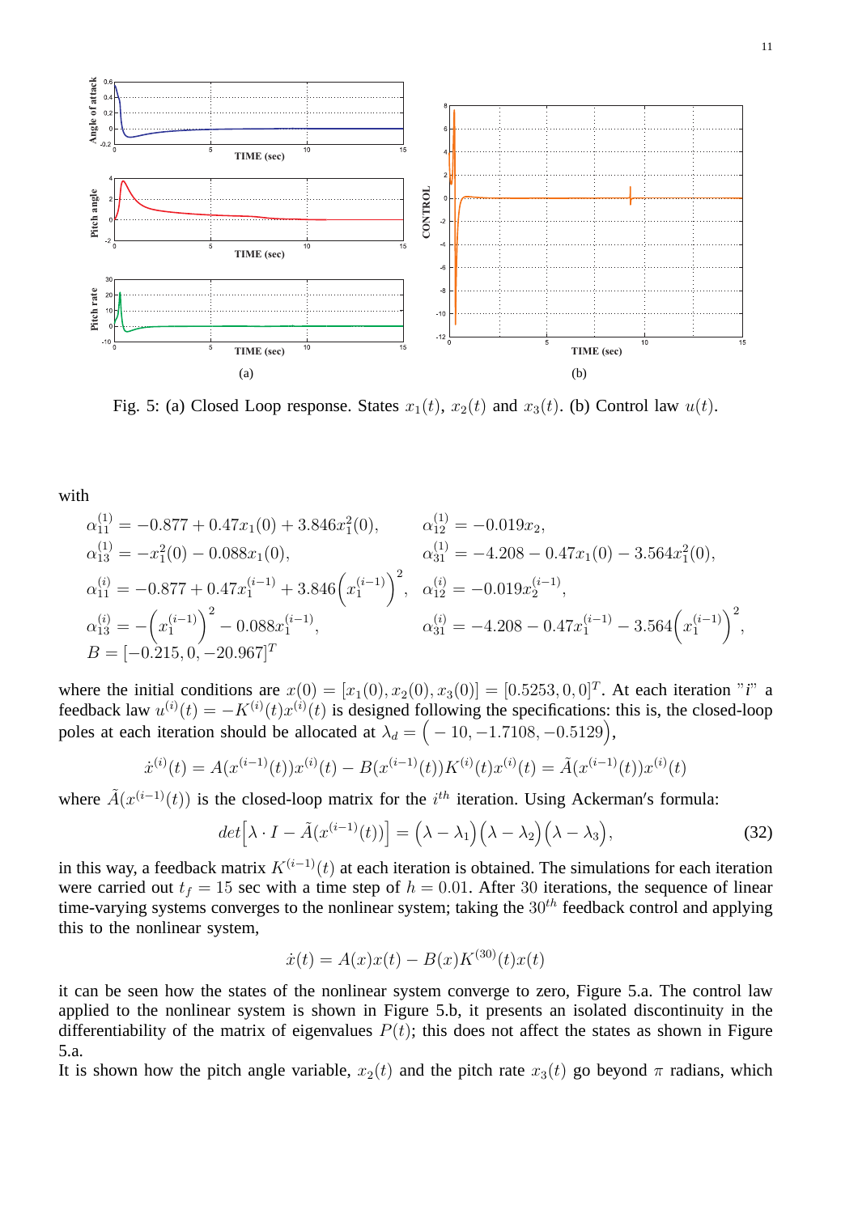Fig. 5: (a) Closed Loop response. States $x_1(t)$, $x_2(t)$ and $x_3(t)$. (b) Control law $u(t)$.

with

$$
\begin{aligned}
\alpha_{11}^{(1)} &= -0.877 + 0.47x_1(0) + 3.846x_1^2(0), & \alpha_{12}^{(1)} &= -0.019x_2,\\
\alpha_{13}^{(1)} &= -x_1^2(0) - 0.088x_1(0), & \alpha_{31}^{(1)} &= -4.208 - 0.47x_1(0) - 3.564x_1^2(0),\\
\alpha_{11}^{(i)} &= -0.877 + 0.47x_1^{(i-1)} + 3.846\Big(x_1^{(i-1)}\Big)^2, & \alpha_{12}^{(i)} &= -0.019x_2^{(i-1)},\\
\alpha_{13}^{(i)} &= -\Big(x_1^{(i-1)}\Big)^2 - 0.088x_1^{(i-1)}, & \alpha_{31}^{(i)} &= -4.208 - 0.47x_1^{(i-1)} - 3.564\Big(x_1^{(i-1)}\Big)^2,\\
B &= [-0.215, 0, -20.967]^T
\end{aligned}
$$

where the initial conditions are $x(0) = [x_1(0), x_2(0), x_3(0)] = [0.5253, 0, 0]^T$. At each iteration "$i$" a feedback law $u^{(i)}(t) = -K^{(i)}(t)x^{(i)}(t)$ is designed following the specifications: this is, the closed-loop poles at each iteration should be allocated at $\lambda_d = \Big(-10, -1.7108, -0.5129\Big)$,

$$
\dot{x}^{(i)}(t) = A(x^{(i-1)}(t))x^{(i)}(t) - B(x^{(i-1)}(t))K^{(i)}(t)x^{(i)}(t) = \tilde{A}(x^{(i-1)}(t))x^{(i)}(t)
$$

where $\tilde{A}(x^{(i-1)}(t))$ is the closed-loop matrix for the $i^{th}$ iteration. Using Ackerman's formula:

$$
det\Big[\lambda \cdot I - \tilde{A}(x^{(i-1)}(t))\Big] = \Big(\lambda - \lambda_1\Big)\Big(\lambda - \lambda_2\Big)\Big(\lambda - \lambda_3\Big), \tag{32}
$$

in this way, a feedback matrix $K^{(i-1)}(t)$ at each iteration is obtained. The simulations for each iteration were carried out $t_f = 15$ sec with a time step of $h = 0.01$. After 30 iterations, the sequence of linear time-varying systems converges to the nonlinear system; taking the $30^{th}$ feedback control and applying this to the nonlinear system,

$$
\dot{x}(t) = A(x)x(t) - B(x)K^{(30)}(t)x(t)
$$

it can be seen how the states of the nonlinear system converge to zero, Figure 5.a. The control law applied to the nonlinear system is shown in Figure 5.b, it presents an isolated discontinuity in the differentiability of the matrix of eigenvalues $P(t)$; this does not affect the states as shown in Figure 5.a.

It is shown how the pitch angle variable, $x_2(t)$ and the pitch rate $x_3(t)$ go beyond $\pi$ radians, which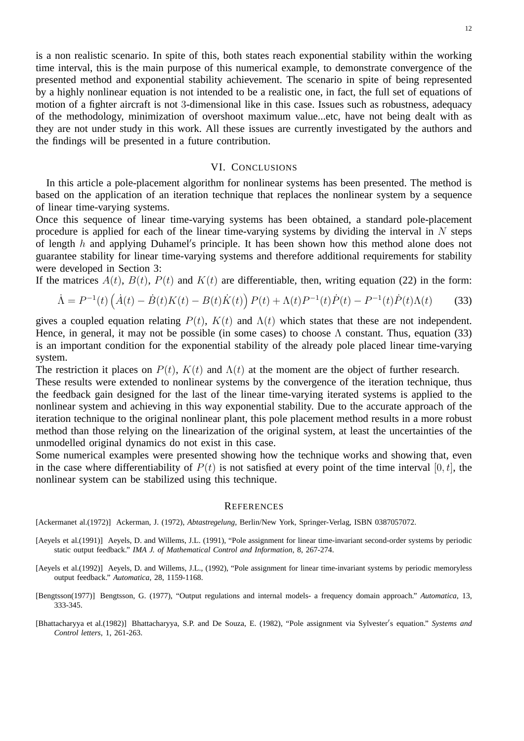is a non realistic scenario. In spite of this, both states reach exponential stability within the working time interval, this is the main purpose of this numerical example, to demonstrate convergence of the presented method and exponential stability achievement. The scenario in spite of being represented by a highly nonlinear equation is not intended to be a realistic one, in fact, the full set of equations of motion of a fighter aircraft is not 3-dimensional like in this case. Issues such as robustness, adequacy of the methodology, minimization of overshoot maximum value...etc, have not being dealt with as they are not under study in this work. All these issues are currently investigated by the authors and the findings will be presented in a future contribution.

## VI. Conclusions

In this article a pole-placement algorithm for nonlinear systems has been presented. The method is based on the application of an iteration technique that replaces the nonlinear system by a sequence of linear time-varying systems.

Once this sequence of linear time-varying systems has been obtained, a standard pole-placement procedure is applied for each of the linear time-varying systems by dividing the interval in $N$ steps of length $h$ and applying Duhamel′s principle. It has been shown how this method alone does not guarantee stability for linear time-varying systems and therefore additional requirements for stability were developed in Section 3:

If the matrices $A(t)$, $B(t)$, $P(t)$ and $K(t)$ are differentiable, then, writing equation (22) in the form:

$$\dot{\Lambda} = P^{-1}(t)\left(\dot{A}(t) - \dot{B}(t)K(t) - B(t)\dot{K}(t)\right)P(t) + \Lambda(t)P^{-1}(t)\dot{P}(t) - P^{-1}(t)\dot{P}(t)\Lambda(t) \tag{33}$$

gives a coupled equation relating $P(t)$, $K(t)$ and $\Lambda(t)$ which states that these are not independent. Hence, in general, it may not be possible (in some cases) to choose $\Lambda$ constant. Thus, equation (33) is an important condition for the exponential stability of the already pole placed linear time-varying system.

The restriction it places on $P(t)$, $K(t)$ and $\Lambda(t)$ at the moment are the object of further research.

These results were extended to nonlinear systems by the convergence of the iteration technique, thus the feedback gain designed for the last of the linear time-varying iterated systems is applied to the nonlinear system and achieving in this way exponential stability. Due to the accurate approach of the iteration technique to the original nonlinear plant, this pole placement method results in a more robust method than those relying on the linearization of the original system, at least the uncertainties of the unmodelled original dynamics do not exist in this case.

Some numerical examples were presented showing how the technique works and showing that, even in the case where differentiability of $P(t)$ is not satisfied at every point of the time interval $[0, t]$, the nonlinear system can be stabilized using this technique.

## References

[Ackermanet al.(1972)] Ackerman, J. (1972), *Abtastregelung*, Berlin/New York, Springer-Verlag, ISBN 0387057072.

[Aeyels et al.(1991)] Aeyels, D. and Willems, J.L. (1991), "Pole assignment for linear time-invariant second-order systems by periodic static output feedback." *IMA J. of Mathematical Control and Information*, 8, 267-274.

[Aeyels et al.(1992)] Aeyels, D. and Willems, J.L., (1992), "Pole assignment for linear time-invariant systems by periodic memoryless output feedback." *Automatica*, 28, 1159-1168.

[Bengtsson(1977)] Bengtsson, G. (1977), "Output regulations and internal models- a frequency domain approach." *Automatica*, 13, 333-345.

[Bhattacharyya et al.(1982)] Bhattacharyya, S.P. and De Souza, E. (1982), "Pole assignment via Sylvester′s equation." *Systems and Control letters*, 1, 261-263.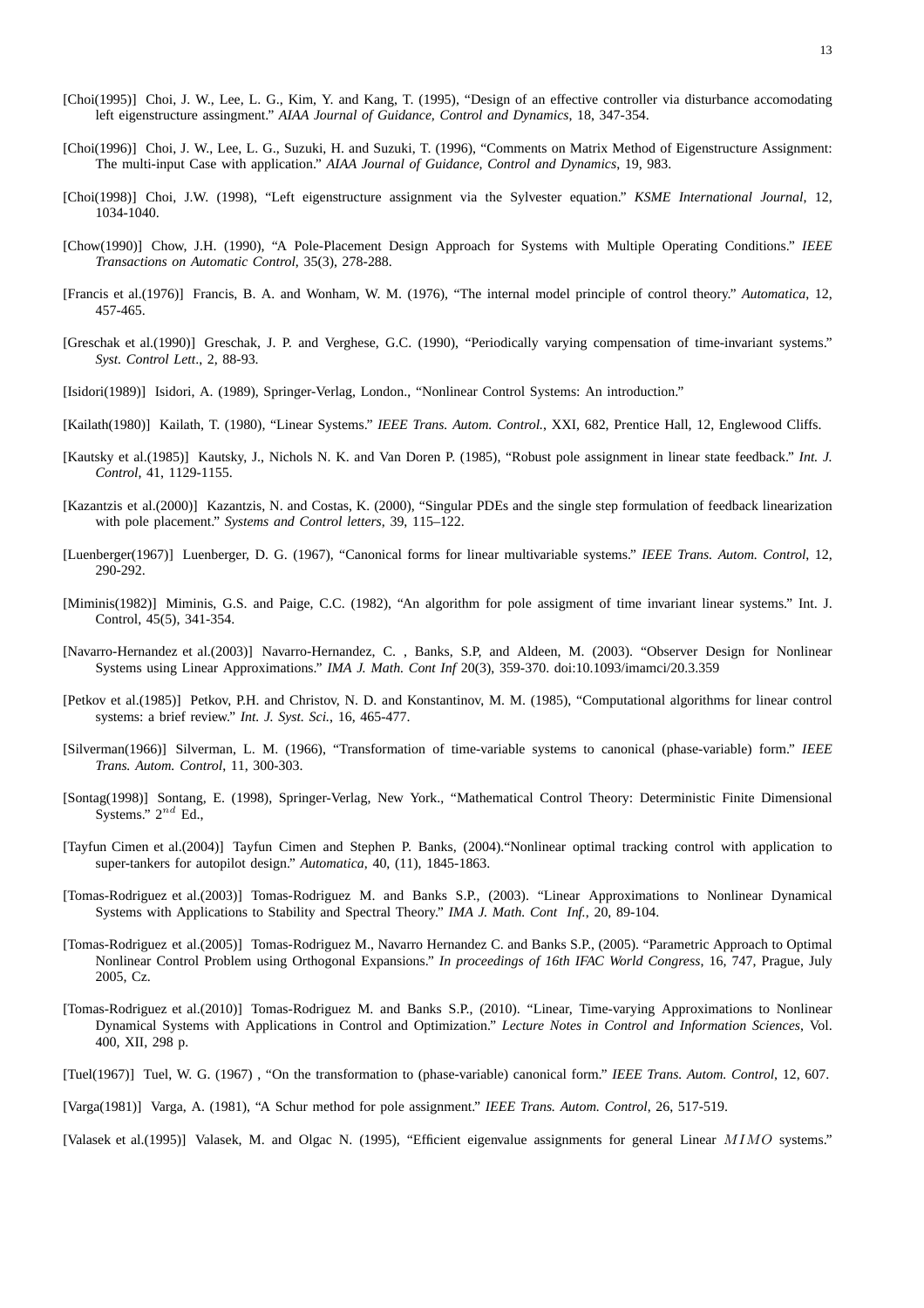[Choi(1995)] Choi, J. W., Lee, L. G., Kim, Y. and Kang, T. (1995), "Design of an effective controller via disturbance accomodating left eigenstructure assingment." *AIAA Journal of Guidance, Control and Dynamics*, 18, 347-354.

[Choi(1996)] Choi, J. W., Lee, L. G., Suzuki, H. and Suzuki, T. (1996), "Comments on Matrix Method of Eigenstructure Assignment: The multi-input Case with application." *AIAA Journal of Guidance, Control and Dynamics*, 19, 983.

[Choi(1998)] Choi, J.W. (1998), "Left eigenstructure assignment via the Sylvester equation." *KSME International Journal*, 12, 1034-1040.

[Chow(1990)] Chow, J.H. (1990), "A Pole-Placement Design Approach for Systems with Multiple Operating Conditions." *IEEE Transactions on Automatic Control*, 35(3), 278-288.

[Francis et al.(1976)] Francis, B. A. and Wonham, W. M. (1976), "The internal model principle of control theory." *Automatica*, 12, 457-465.

[Greschak et al.(1990)] Greschak, J. P. and Verghese, G.C. (1990), "Periodically varying compensation of time-invariant systems." *Syst. Control Lett*., 2, 88-93.

[Isidori(1989)] Isidori, A. (1989), Springer-Verlag, London., "Nonlinear Control Systems: An introduction."

[Kailath(1980)] Kailath, T. (1980), "Linear Systems." *IEEE Trans. Autom. Control.*, XXI, 682, Prentice Hall, 12, Englewood Cliffs.

[Kautsky et al.(1985)] Kautsky, J., Nichols N. K. and Van Doren P. (1985), "Robust pole assignment in linear state feedback." *Int. J. Control*, 41, 1129-1155.

[Kazantzis et al.(2000)] Kazantzis, N. and Costas, K. (2000), "Singular PDEs and the single step formulation of feedback linearization with pole placement." *Systems and Control letters*, 39, 115–122.

[Luenberger(1967)] Luenberger, D. G. (1967), "Canonical forms for linear multivariable systems." *IEEE Trans. Autom. Control*, 12, 290-292.

[Miminis(1982)] Miminis, G.S. and Paige, C.C. (1982), "An algorithm for pole assigment of time invariant linear systems." Int. J. Control, 45(5), 341-354.

[Navarro-Hernandez et al.(2003)] Navarro-Hernandez, C. , Banks, S.P, and Aldeen, M. (2003). "Observer Design for Nonlinear Systems using Linear Approximations." *IMA J. Math. Cont Inf* 20(3), 359-370. doi:10.1093/imamci/20.3.359

[Petkov et al.(1985)] Petkov, P.H. and Christov, N. D. and Konstantinov, M. M. (1985), "Computational algorithms for linear control systems: a brief review." *Int. J. Syst. Sci.*, 16, 465-477.

[Silverman(1966)] Silverman, L. M. (1966), "Transformation of time-variable systems to canonical (phase-variable) form." *IEEE Trans. Autom. Control*, 11, 300-303.

[Sontag(1998)] Sontang, E. (1998), Springer-Verlag, New York., "Mathematical Control Theory: Deterministic Finite Dimensional Systems." $2^{nd}$ Ed.,

[Tayfun Cimen et al.(2004)] Tayfun Cimen and Stephen P. Banks, (2004)."Nonlinear optimal tracking control with application to super-tankers for autopilot design." *Automatica*, 40, (11), 1845-1863.

[Tomas-Rodriguez et al.(2003)] Tomas-Rodriguez M. and Banks S.P., (2003). "Linear Approximations to Nonlinear Dynamical Systems with Applications to Stability and Spectral Theory." *IMA J. Math. Cont Inf.*, 20, 89-104.

[Tomas-Rodriguez et al.(2005)] Tomas-Rodriguez M., Navarro Hernandez C. and Banks S.P., (2005). "Parametric Approach to Optimal Nonlinear Control Problem using Orthogonal Expansions." *In proceedings of 16th IFAC World Congress*, 16, 747, Prague, July 2005, Cz.

[Tomas-Rodriguez et al.(2010)] Tomas-Rodriguez M. and Banks S.P., (2010). "Linear, Time-varying Approximations to Nonlinear Dynamical Systems with Applications in Control and Optimization." *Lecture Notes in Control and Information Sciences*, Vol. 400, XII, 298 p.

[Tuel(1967)] Tuel, W. G. (1967) , "On the transformation to (phase-variable) canonical form." *IEEE Trans. Autom. Control*, 12, 607.

[Varga(1981)] Varga, A. (1981), "A Schur method for pole assignment." *IEEE Trans. Autom. Control*, 26, 517-519.

[Valasek et al.(1995)] Valasek, M. and Olgac N. (1995), "Efficient eigenvalue assignments for general Linear $MIMO$ systems."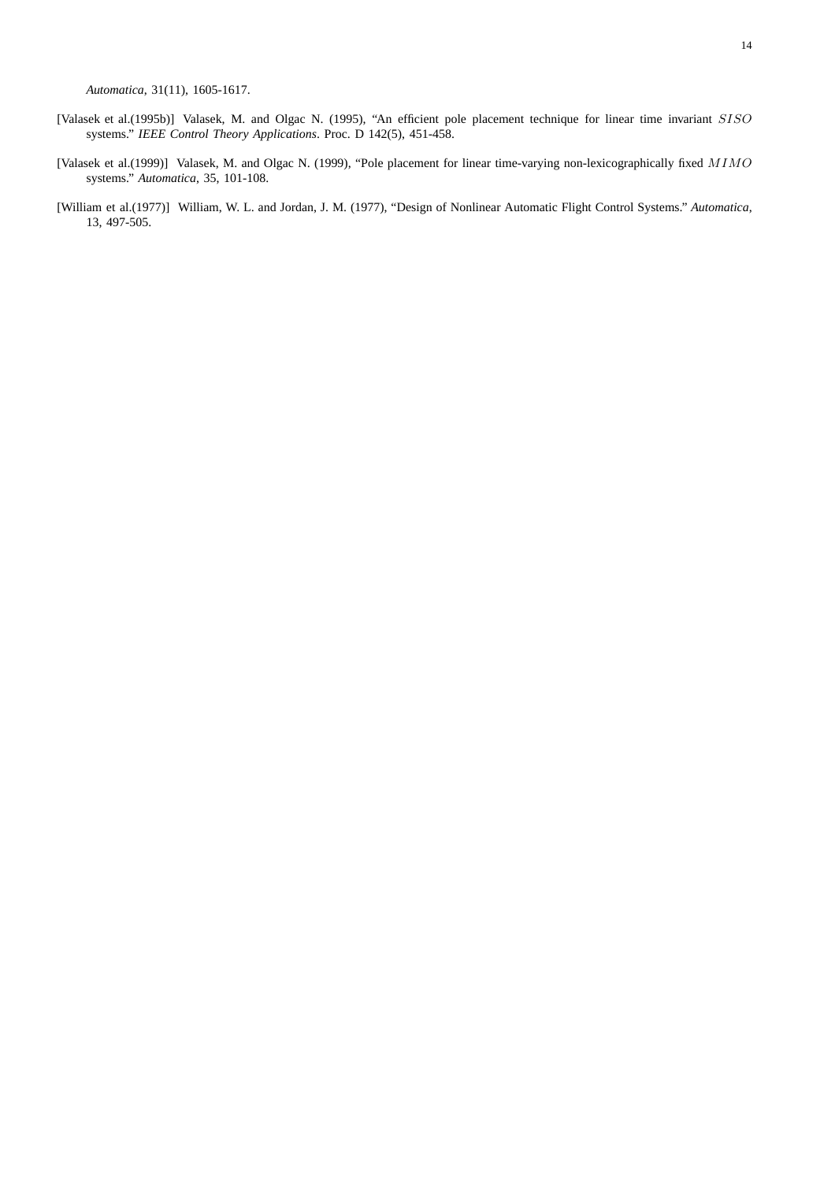*Automatica*, 31(11), 1605-1617.

[Valasek et al.(1995b)] Valasek, M. and Olgac N. (1995), "An efficient pole placement technique for linear time invariant $SISO$ systems." *IEEE Control Theory Applications*. Proc. D 142(5), 451-458.

[Valasek et al.(1999)] Valasek, M. and Olgac N. (1999), "Pole placement for linear time-varying non-lexicographically fixed $MIMO$ systems." *Automatica*, 35, 101-108.

[William et al.(1977)] William, W. L. and Jordan, J. M. (1977), "Design of Nonlinear Automatic Flight Control Systems." *Automatica*, 13, 497-505.